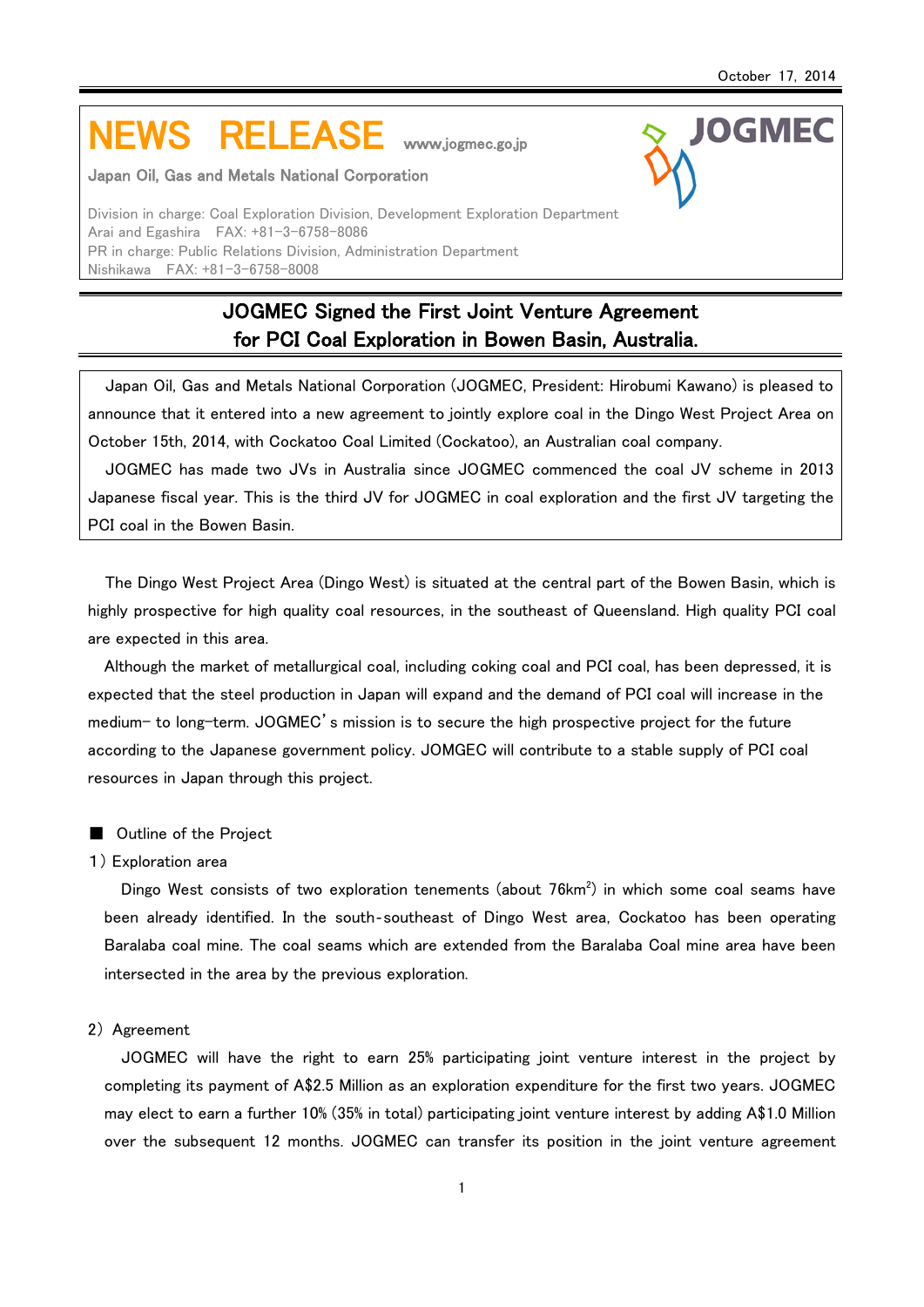October 17, 2014

# NEWS RELEASE

www.jogmec.go.jp

Japan Oil, Gas and Metals National Corporation

JOGMEC

Division in charge: Coal Exploration Division, Development Exploration Department
Arai and Egashira FAX: +81-3-6758-8086
PR in charge: Public Relations Division, Administration Department
Nishikawa FAX: +81-3-6758-8008

## JOGMEC Signed the First Joint Venture Agreement for PCI Coal Exploration in Bowen Basin, Australia.

Japan Oil, Gas and Metals National Corporation (JOGMEC, President: Hirobumi Kawano) is pleased to announce that it entered into a new agreement to jointly explore coal in the Dingo West Project Area on October 15th, 2014, with Cockatoo Coal Limited (Cockatoo), an Australian coal company.

JOGMEC has made two JVs in Australia since JOGMEC commenced the coal JV scheme in 2013 Japanese fiscal year. This is the third JV for JOGMEC in coal exploration and the first JV targeting the PCI coal in the Bowen Basin.

The Dingo West Project Area (Dingo West) is situated at the central part of the Bowen Basin, which is highly prospective for high quality coal resources, in the southeast of Queensland. High quality PCI coal are expected in this area.

Although the market of metallurgical coal, including coking coal and PCI coal, has been depressed, it is expected that the steel production in Japan will expand and the demand of PCI coal will increase in the medium- to long-term. JOGMEC's mission is to secure the high prospective project for the future according to the Japanese government policy. JOMGEC will contribute to a stable supply of PCI coal resources in Japan through this project.

■ Outline of the Project

1) Exploration area

Dingo West consists of two exploration tenements (about 76km$^2$) in which some coal seams have been already identified. In the south-southeast of Dingo West area, Cockatoo has been operating Baralaba coal mine. The coal seams which are extended from the Baralaba Coal mine area have been intersected in the area by the previous exploration.

2) Agreement

JOGMEC will have the right to earn 25% participating joint venture interest in the project by completing its payment of A$2.5 Million as an exploration expenditure for the first two years. JOGMEC may elect to earn a further 10% (35% in total) participating joint venture interest by adding A$1.0 Million over the subsequent 12 months. JOGMEC can transfer its position in the joint venture agreement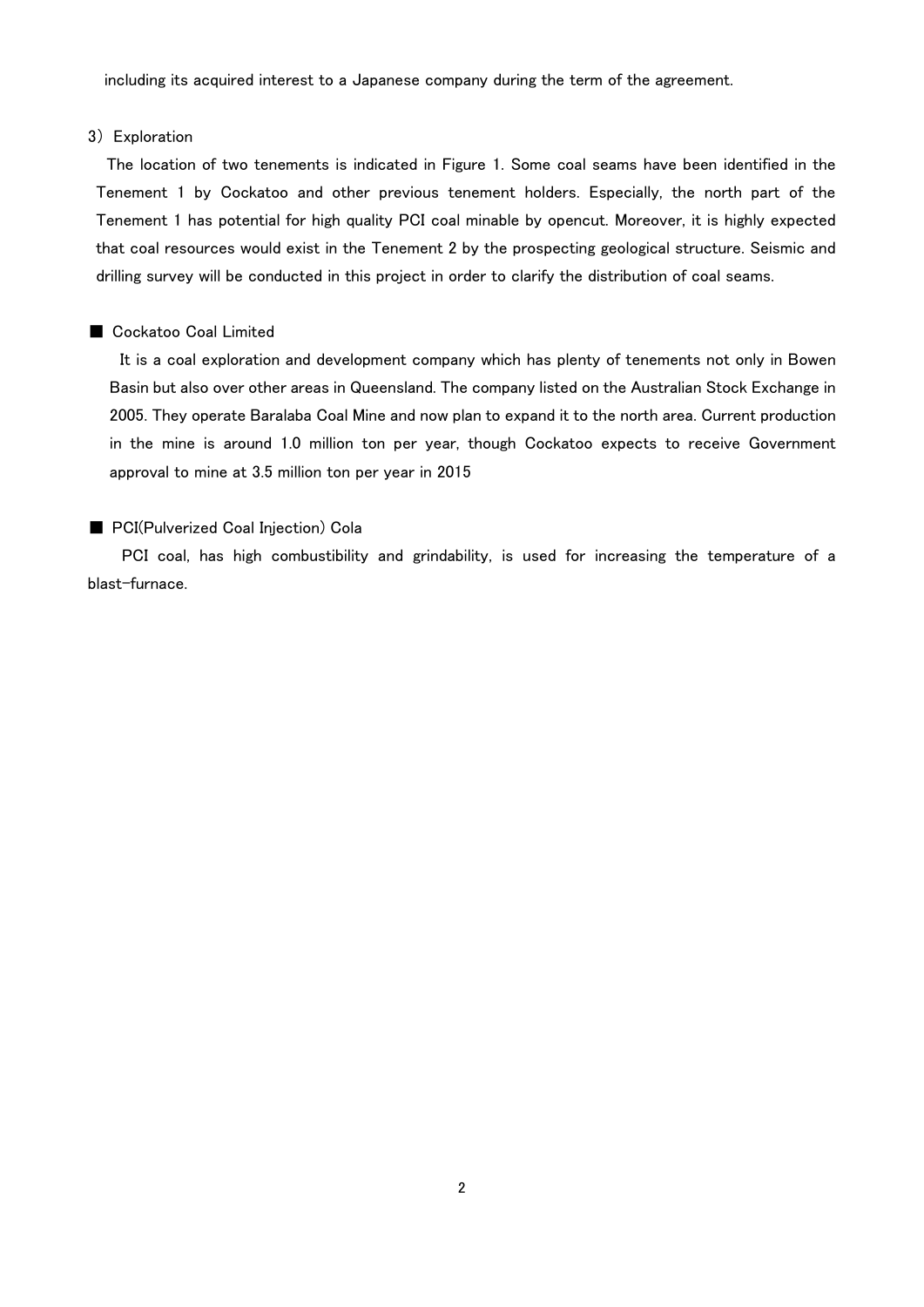including its acquired interest to a Japanese company during the term of the agreement.

3）Exploration

The location of two tenements is indicated in Figure 1. Some coal seams have been identified in the Tenement 1 by Cockatoo and other previous tenement holders. Especially, the north part of the Tenement 1 has potential for high quality PCI coal minable by opencut. Moreover, it is highly expected that coal resources would exist in the Tenement 2 by the prospecting geological structure. Seismic and drilling survey will be conducted in this project in order to clarify the distribution of coal seams.

■ Cockatoo Coal Limited

It is a coal exploration and development company which has plenty of tenements not only in Bowen Basin but also over other areas in Queensland. The company listed on the Australian Stock Exchange in 2005. They operate Baralaba Coal Mine and now plan to expand it to the north area. Current production in the mine is around 1.0 million ton per year, though Cockatoo expects to receive Government approval to mine at 3.5 million ton per year in 2015

■ PCI(Pulverized Coal Injection) Cola

PCI coal, has high combustibility and grindability, is used for increasing the temperature of a blast-furnace.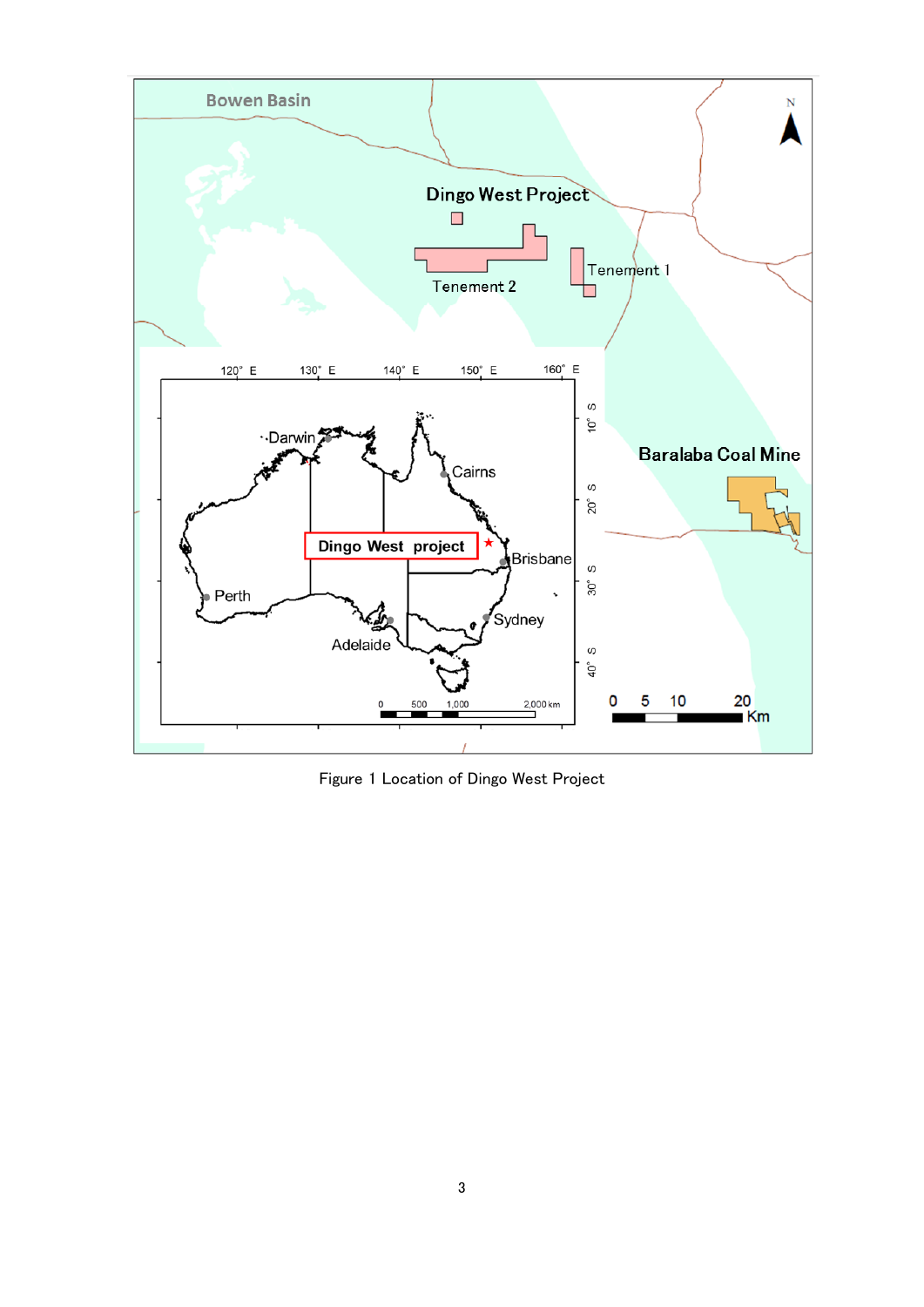Bowen Basin

Dingo West Project

Tenement 1

Tenement 2

Baralaba Coal Mine

120° E 130° E 140° E 150° E 160° E

10° S 20° S 30° S 40° S

Darwin

Cairns

Dingo West project

Brisbane

Perth

Sydney

Adelaide

0 500 1,000 2,000 km

0 5 10 20 Km

N

Figure 1 Location of Dingo West Project